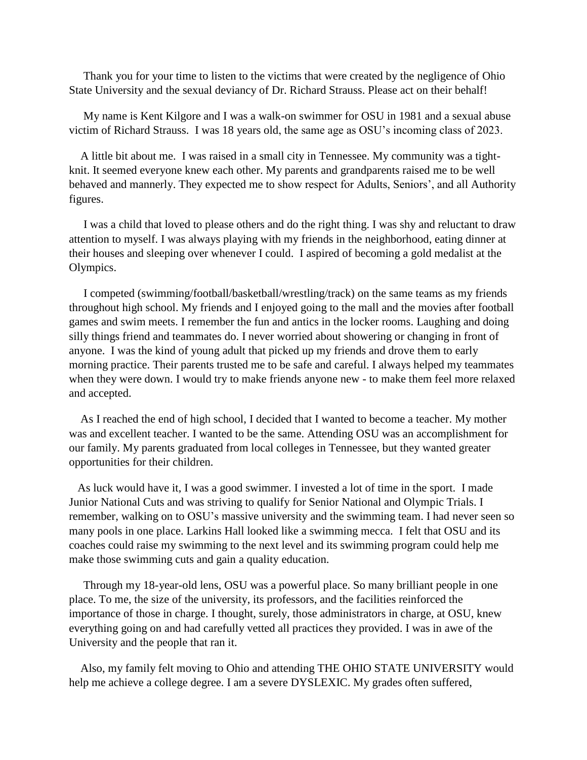Thank you for your time to listen to the victims that were created by the negligence of Ohio State University and the sexual deviancy of Dr. Richard Strauss. Please act on their behalf!

My name is Kent Kilgore and I was a walk-on swimmer for OSU in 1981 and a sexual abuse victim of Richard Strauss. I was 18 years old, the same age as OSU's incoming class of 2023.

A little bit about me. I was raised in a small city in Tennessee. My community was a tight-knit. It seemed everyone knew each other. My parents and grandparents raised me to be well behaved and mannerly. They expected me to show respect for Adults, Seniors', and all Authority figures.

I was a child that loved to please others and do the right thing. I was shy and reluctant to draw attention to myself. I was always playing with my friends in the neighborhood, eating dinner at their houses and sleeping over whenever I could. I aspired of becoming a gold medalist at the Olympics.

I competed (swimming/football/basketball/wrestling/track) on the same teams as my friends throughout high school. My friends and I enjoyed going to the mall and the movies after football games and swim meets. I remember the fun and antics in the locker rooms. Laughing and doing silly things friend and teammates do. I never worried about showering or changing in front of anyone. I was the kind of young adult that picked up my friends and drove them to early morning practice. Their parents trusted me to be safe and careful. I always helped my teammates when they were down. I would try to make friends anyone new - to make them feel more relaxed and accepted.

As I reached the end of high school, I decided that I wanted to become a teacher. My mother was and excellent teacher. I wanted to be the same. Attending OSU was an accomplishment for our family. My parents graduated from local colleges in Tennessee, but they wanted greater opportunities for their children.

As luck would have it, I was a good swimmer. I invested a lot of time in the sport. I made Junior National Cuts and was striving to qualify for Senior National and Olympic Trials. I remember, walking on to OSU's massive university and the swimming team. I had never seen so many pools in one place. Larkins Hall looked like a swimming mecca. I felt that OSU and its coaches could raise my swimming to the next level and its swimming program could help me make those swimming cuts and gain a quality education.

Through my 18-year-old lens, OSU was a powerful place. So many brilliant people in one place. To me, the size of the university, its professors, and the facilities reinforced the importance of those in charge. I thought, surely, those administrators in charge, at OSU, knew everything going on and had carefully vetted all practices they provided. I was in awe of the University and the people that ran it.

Also, my family felt moving to Ohio and attending THE OHIO STATE UNIVERSITY would help me achieve a college degree. I am a severe DYSLEXIC. My grades often suffered,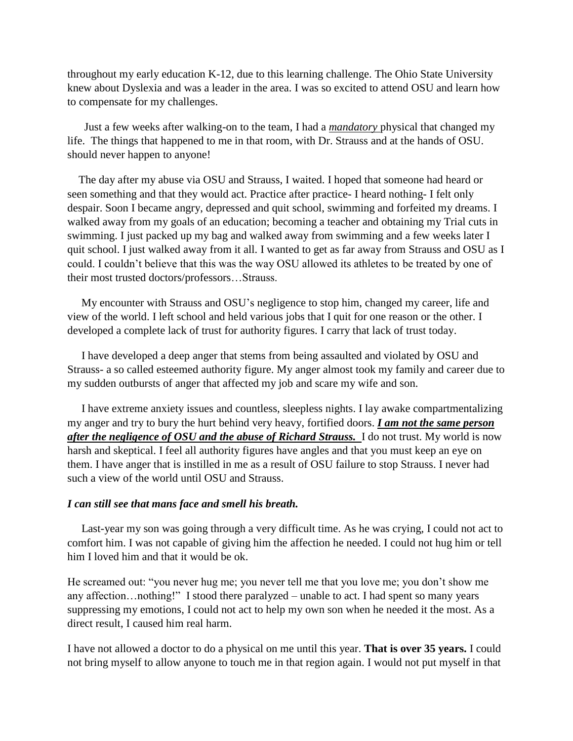throughout my early education K-12, due to this learning challenge. The Ohio State University knew about Dyslexia and was a leader in the area. I was so excited to attend OSU and learn how to compensate for my challenges.

Just a few weeks after walking-on to the team, I had a ***mandatory*** physical that changed my life. The things that happened to me in that room, with Dr. Strauss and at the hands of OSU. should never happen to anyone!

The day after my abuse via OSU and Strauss, I waited. I hoped that someone had heard or seen something and that they would act. Practice after practice- I heard nothing- I felt only despair. Soon I became angry, depressed and quit school, swimming and forfeited my dreams. I walked away from my goals of an education; becoming a teacher and obtaining my Trial cuts in swimming. I just packed up my bag and walked away from swimming and a few weeks later I quit school. I just walked away from it all. I wanted to get as far away from Strauss and OSU as I could. I couldn't believe that this was the way OSU allowed its athletes to be treated by one of their most trusted doctors/professors…Strauss.

My encounter with Strauss and OSU's negligence to stop him, changed my career, life and view of the world. I left school and held various jobs that I quit for one reason or the other. I developed a complete lack of trust for authority figures. I carry that lack of trust today.

I have developed a deep anger that stems from being assaulted and violated by OSU and Strauss- a so called esteemed authority figure. My anger almost took my family and career due to my sudden outbursts of anger that affected my job and scare my wife and son.

I have extreme anxiety issues and countless, sleepless nights. I lay awake compartmentalizing my anger and try to bury the hurt behind very heavy, fortified doors. ***I am not the same person after the negligence of OSU and the abuse of Richard Strauss.*** I do not trust. My world is now harsh and skeptical. I feel all authority figures have angles and that you must keep an eye on them. I have anger that is instilled in me as a result of OSU failure to stop Strauss. I never had such a view of the world until OSU and Strauss.

***I can still see that mans face and smell his breath.***

Last-year my son was going through a very difficult time. As he was crying, I could not act to comfort him. I was not capable of giving him the affection he needed. I could not hug him or tell him I loved him and that it would be ok.

He screamed out: "you never hug me; you never tell me that you love me; you don't show me any affection…nothing!" I stood there paralyzed – unable to act. I had spent so many years suppressing my emotions, I could not act to help my own son when he needed it the most. As a direct result, I caused him real harm.

I have not allowed a doctor to do a physical on me until this year. **That is over 35 years.** I could not bring myself to allow anyone to touch me in that region again. I would not put myself in that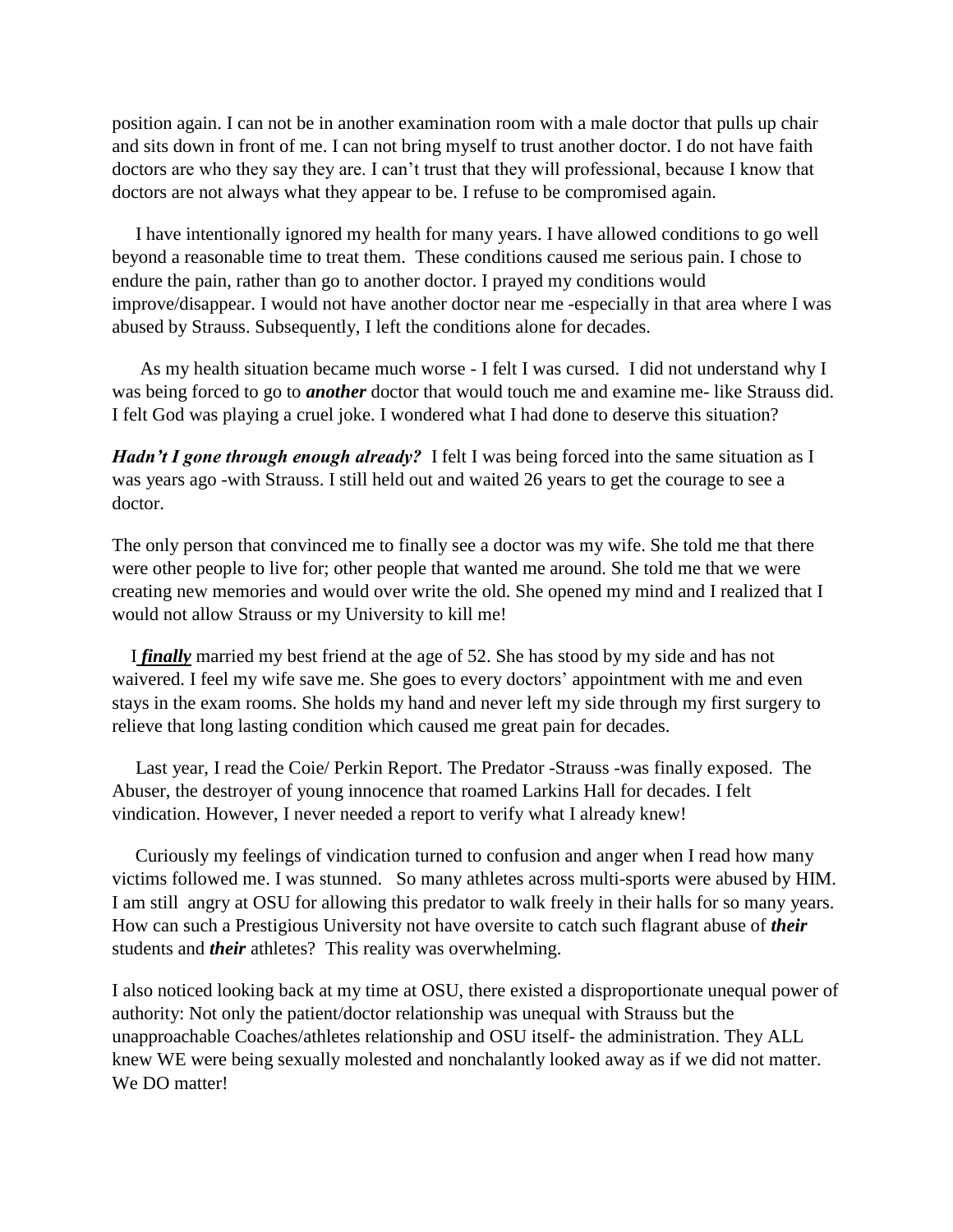position again. I can not be in another examination room with a male doctor that pulls up chair and sits down in front of me. I can not bring myself to trust another doctor. I do not have faith doctors are who they say they are. I can't trust that they will professional, because I know that doctors are not always what they appear to be. I refuse to be compromised again.

I have intentionally ignored my health for many years. I have allowed conditions to go well beyond a reasonable time to treat them. These conditions caused me serious pain. I chose to endure the pain, rather than go to another doctor. I prayed my conditions would improve/disappear. I would not have another doctor near me -especially in that area where I was abused by Strauss. Subsequently, I left the conditions alone for decades.

As my health situation became much worse - I felt I was cursed. I did not understand why I was being forced to go to ***another*** doctor that would touch me and examine me- like Strauss did. I felt God was playing a cruel joke. I wondered what I had done to deserve this situation?

***Hadn't I gone through enough already?*** I felt I was being forced into the same situation as I was years ago -with Strauss. I still held out and waited 26 years to get the courage to see a doctor.

The only person that convinced me to finally see a doctor was my wife. She told me that there were other people to live for; other people that wanted me around. She told me that we were creating new memories and would over write the old. She opened my mind and I realized that I would not allow Strauss or my University to kill me!

I ***finally*** married my best friend at the age of 52. She has stood by my side and has not waivered. I feel my wife save me. She goes to every doctors' appointment with me and even stays in the exam rooms. She holds my hand and never left my side through my first surgery to relieve that long lasting condition which caused me great pain for decades.

Last year, I read the Coie/ Perkin Report. The Predator -Strauss -was finally exposed. The Abuser, the destroyer of young innocence that roamed Larkins Hall for decades. I felt vindication. However, I never needed a report to verify what I already knew!

Curiously my feelings of vindication turned to confusion and anger when I read how many victims followed me. I was stunned. So many athletes across multi-sports were abused by HIM. I am still angry at OSU for allowing this predator to walk freely in their halls for so many years. How can such a Prestigious University not have oversite to catch such flagrant abuse of ***their*** students and ***their*** athletes? This reality was overwhelming.

I also noticed looking back at my time at OSU, there existed a disproportionate unequal power of authority: Not only the patient/doctor relationship was unequal with Strauss but the unapproachable Coaches/athletes relationship and OSU itself- the administration. They ALL knew WE were being sexually molested and nonchalantly looked away as if we did not matter. We DO matter!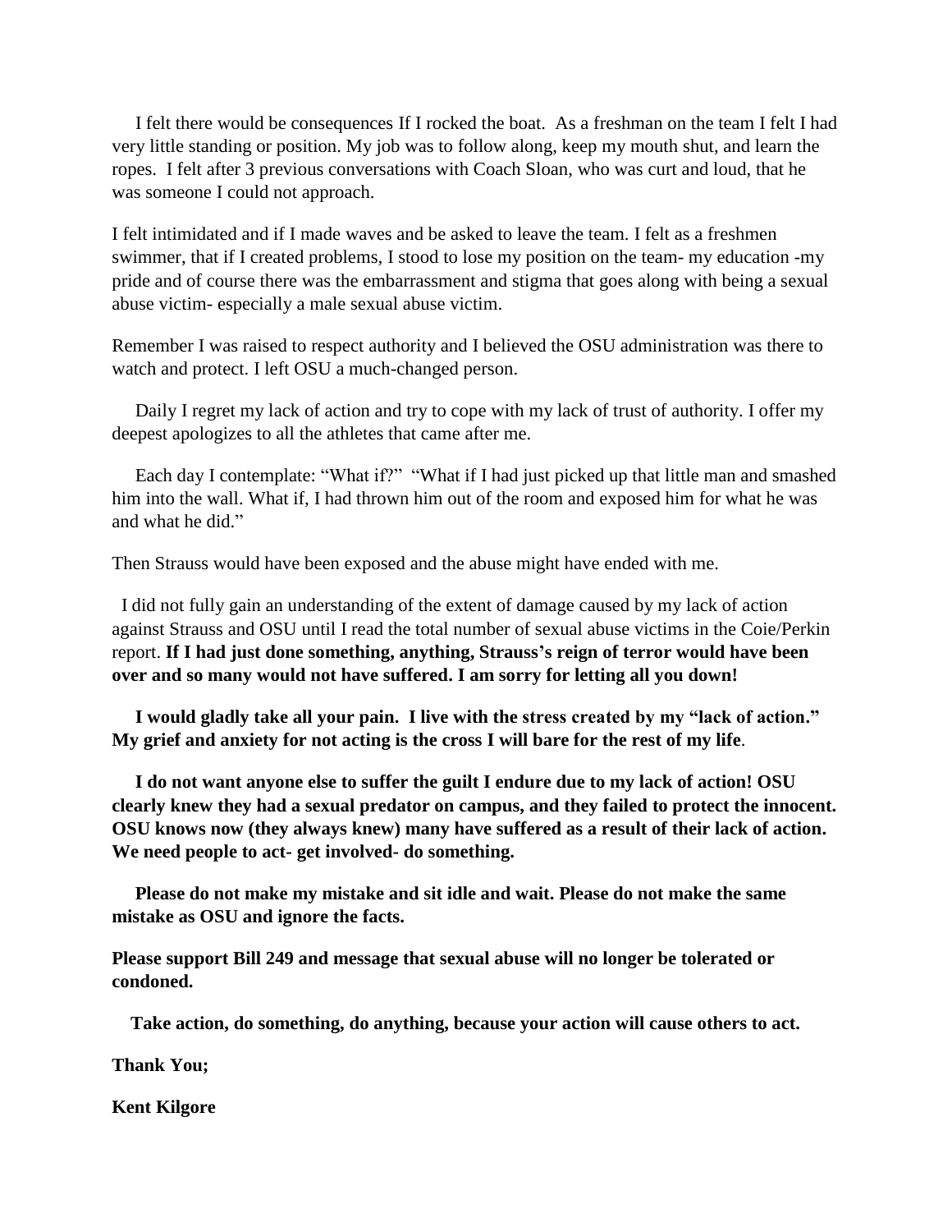I felt there would be consequences If I rocked the boat. As a freshman on the team I felt I had very little standing or position. My job was to follow along, keep my mouth shut, and learn the ropes. I felt after 3 previous conversations with Coach Sloan, who was curt and loud, that he was someone I could not approach.

I felt intimidated and if I made waves and be asked to leave the team. I felt as a freshmen swimmer, that if I created problems, I stood to lose my position on the team- my education -my pride and of course there was the embarrassment and stigma that goes along with being a sexual abuse victim- especially a male sexual abuse victim.

Remember I was raised to respect authority and I believed the OSU administration was there to watch and protect. I left OSU a much-changed person.

Daily I regret my lack of action and try to cope with my lack of trust of authority. I offer my deepest apologizes to all the athletes that came after me.

Each day I contemplate: "What if?" "What if I had just picked up that little man and smashed him into the wall. What if, I had thrown him out of the room and exposed him for what he was and what he did."

Then Strauss would have been exposed and the abuse might have ended with me.

I did not fully gain an understanding of the extent of damage caused by my lack of action against Strauss and OSU until I read the total number of sexual abuse victims in the Coie/Perkin report. **If I had just done something, anything, Strauss's reign of terror would have been over and so many would not have suffered. I am sorry for letting all you down!**

**I would gladly take all your pain. I live with the stress created by my "lack of action." My grief and anxiety for not acting is the cross I will bare for the rest of my life**.

**I do not want anyone else to suffer the guilt I endure due to my lack of action! OSU clearly knew they had a sexual predator on campus, and they failed to protect the innocent. OSU knows now (they always knew) many have suffered as a result of their lack of action. We need people to act- get involved- do something.**

**Please do not make my mistake and sit idle and wait. Please do not make the same mistake as OSU and ignore the facts.**

**Please support Bill 249 and message that sexual abuse will no longer be tolerated or condoned.**

**Take action, do something, do anything, because your action will cause others to act.**

**Thank You;**

**Kent Kilgore**